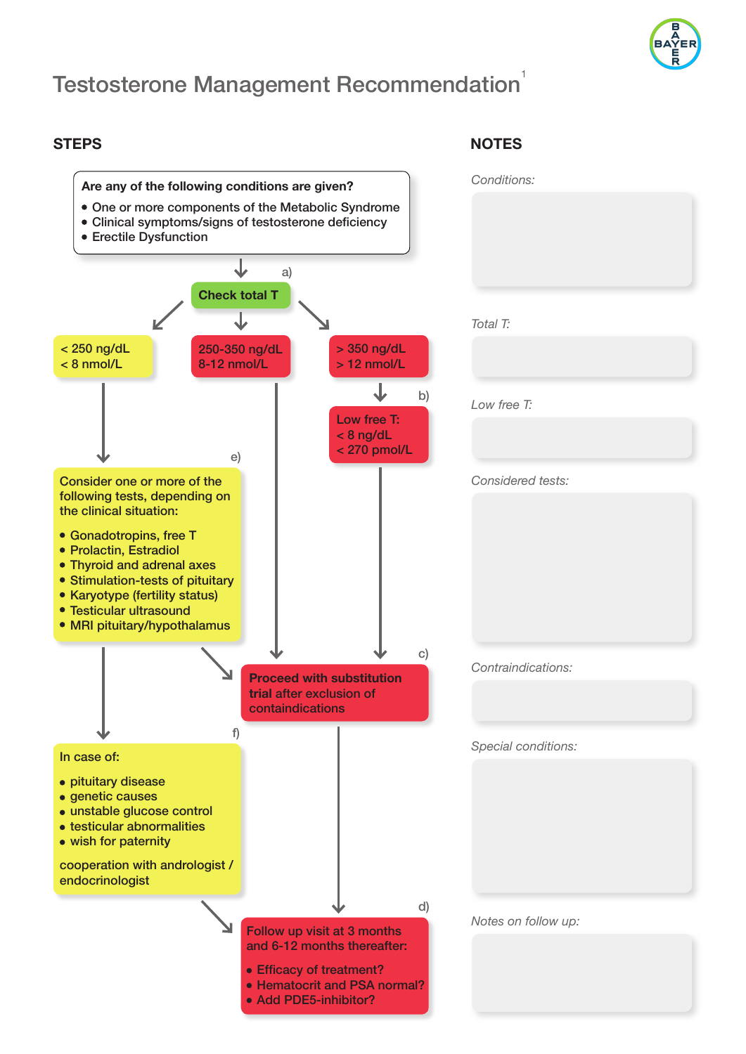# Testosterone Management Recommendation[1]

## STEPS

**Are any of the following conditions are given?**

- One or more components of the Metabolic Syndrome
- Clinical symptoms/signs of testosterone deficiency
- Erectile Dysfunction

a) **Check total T**

- < 250 ng/dL
  < 8 nmol/L
- 250-350 ng/dL
  8-12 nmol/L
- > 350 ng/dL
  > 12 nmol/L

b) Low free T:
< 8 ng/dL
< 270 pmol/L

e) Consider one or more of the following tests, depending on the clinical situation:

- Gonadotropins, free T
- Prolactin, Estradiol
- Thyroid and adrenal axes
- Stimulation-tests of pituitary
- Karyotype (fertility status)
- Testicular ultrasound
- MRI pituitary/hypothalamus

c) **Proceed with substitution trial** after exclusion of containdications

f) In case of:

- pituitary disease
- genetic causes
- unstable glucose control
- testicular abnormalities
- wish for paternity

cooperation with andrologist / endocrinologist

d) Follow up visit at 3 months and 6-12 months thereafter:

- Efficacy of treatment?
- Hematocrit and PSA normal?
- Add PDE5-inhibitor?

## NOTES

*Conditions:*

*Total T:*

*Low free T:*

*Considered tests:*

*Contraindications:*

*Special conditions:*

*Notes on follow up:*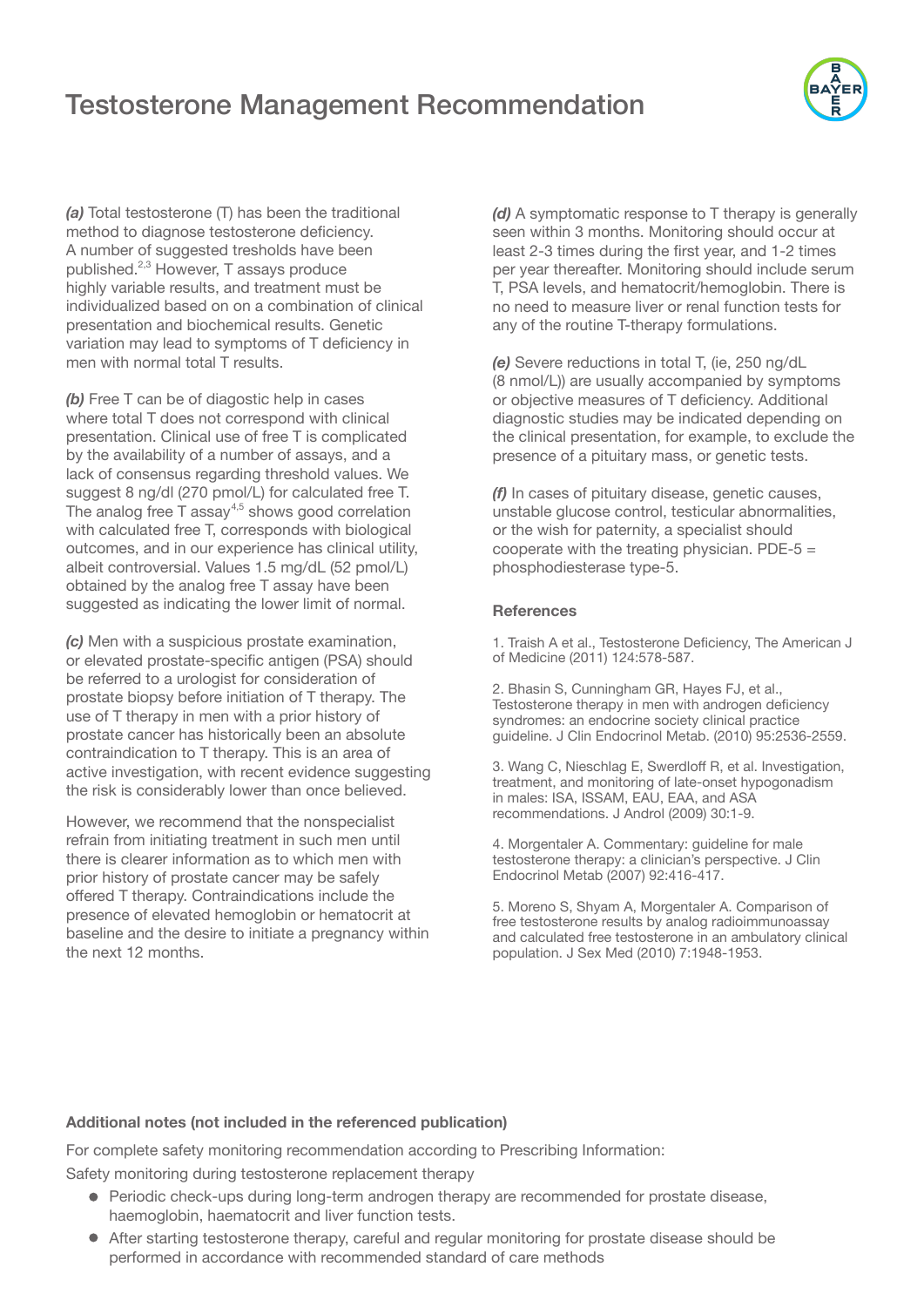# Testosterone Management Recommendation

*(a)* Total testosterone (T) has been the traditional method to diagnose testosterone deficiency. A number of suggested tresholds have been published.[2,3] However, T assays produce highly variable results, and treatment must be individualized based on on a combination of clinical presentation and biochemical results. Genetic variation may lead to symptoms of T deficiency in men with normal total T results.

*(b)* Free T can be of diagostic help in cases where total T does not correspond with clinical presentation. Clinical use of free T is complicated by the availability of a number of assays, and a lack of consensus regarding threshold values. We suggest 8 ng/dl (270 pmol/L) for calculated free T. The analog free T assay[4,5] shows good correlation with calculated free T, corresponds with biological outcomes, and in our experience has clinical utility, albeit controversial. Values 1.5 mg/dL (52 pmol/L) obtained by the analog free T assay have been suggested as indicating the lower limit of normal.

*(c)* Men with a suspicious prostate examination, or elevated prostate-specific antigen (PSA) should be referred to a urologist for consideration of prostate biopsy before initiation of T therapy. The use of T therapy in men with a prior history of prostate cancer has historically been an absolute contraindication to T therapy. This is an area of active investigation, with recent evidence suggesting the risk is considerably lower than once believed.

However, we recommend that the nonspecialist refrain from initiating treatment in such men until there is clearer information as to which men with prior history of prostate cancer may be safely offered T therapy. Contraindications include the presence of elevated hemoglobin or hematocrit at baseline and the desire to initiate a pregnancy within the next 12 months.

*(d)* A symptomatic response to T therapy is generally seen within 3 months. Monitoring should occur at least 2-3 times during the first year, and 1-2 times per year thereafter. Monitoring should include serum T, PSA levels, and hematocrit/hemoglobin. There is no need to measure liver or renal function tests for any of the routine T-therapy formulations.

*(e)* Severe reductions in total T, (ie, 250 ng/dL (8 nmol/L)) are usually accompanied by symptoms or objective measures of T deficiency. Additional diagnostic studies may be indicated depending on the clinical presentation, for example, to exclude the presence of a pituitary mass, or genetic tests.

*(f)* In cases of pituitary disease, genetic causes, unstable glucose control, testicular abnormalities, or the wish for paternity, a specialist should cooperate with the treating physician. PDE-5 = phosphodiesterase type-5.

### References

1. Traish A et al., Testosterone Deficiency, The American J of Medicine (2011) 124:578-587.

2. Bhasin S, Cunningham GR, Hayes FJ, et al., Testosterone therapy in men with androgen deficiency syndromes: an endocrine society clinical practice guideline. J Clin Endocrinol Metab. (2010) 95:2536-2559.

3. Wang C, Nieschlag E, Swerdloff R, et al. Investigation, treatment, and monitoring of late-onset hypogonadism in males: ISA, ISSAM, EAU, EAA, and ASA recommendations. J Androl (2009) 30:1-9.

4. Morgentaler A. Commentary: guideline for male testosterone therapy: a clinician's perspective. J Clin Endocrinol Metab (2007) 92:416-417.

5. Moreno S, Shyam A, Morgentaler A. Comparison of free testosterone results by analog radioimmunoassay and calculated free testosterone in an ambulatory clinical population. J Sex Med (2010) 7:1948-1953.

**Additional notes (not included in the referenced publication)**

For complete safety monitoring recommendation according to Prescribing Information:

Safety monitoring during testosterone replacement therapy

- Periodic check-ups during long-term androgen therapy are recommended for prostate disease, haemoglobin, haematocrit and liver function tests.
- After starting testosterone therapy, careful and regular monitoring for prostate disease should be performed in accordance with recommended standard of care methods